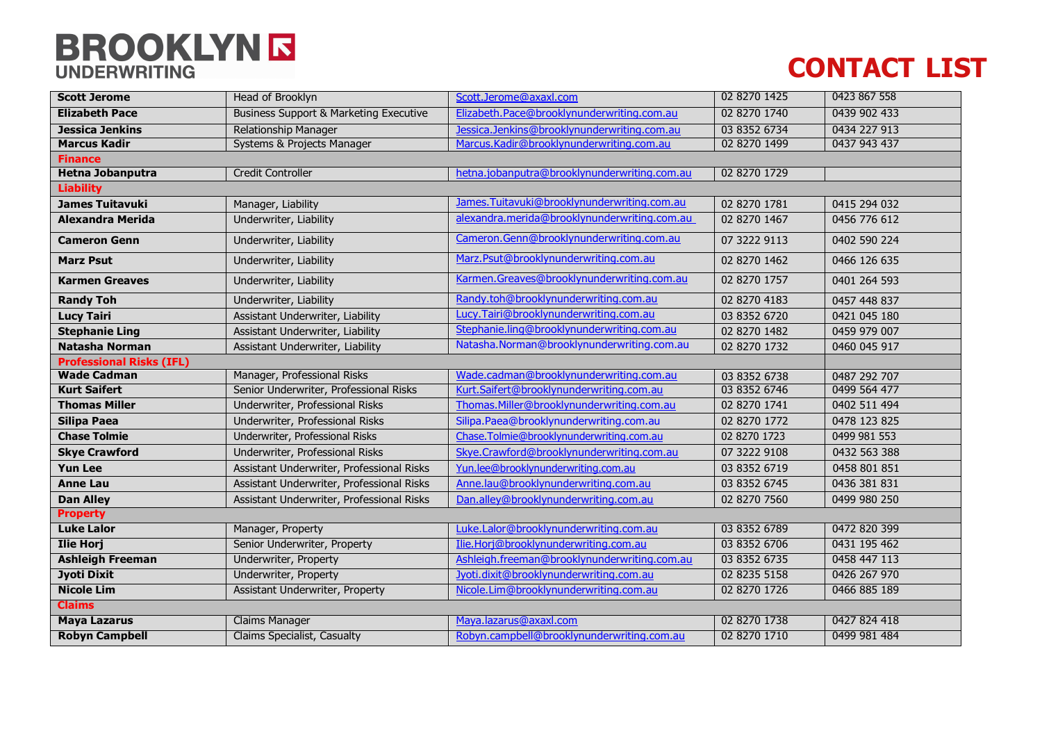# BROOKLYN UNDERWRITING

# CONTACT LIST

| | | | | |
|---|---|---|---|---|
| **Scott Jerome** | Head of Brooklyn | Scott.Jerome@axaxl.com | 02 8270 1425 | 0423 867 558 |
| **Elizabeth Pace** | Business Support & Marketing Executive | Elizabeth.Pace@brooklynunderwriting.com.au | 02 8270 1740 | 0439 902 433 |
| **Jessica Jenkins** | Relationship Manager | Jessica.Jenkins@brooklynunderwriting.com.au | 03 8352 6734 | 0434 227 913 |
| **Marcus Kadir** | Systems & Projects Manager | Marcus.Kadir@brooklynunderwriting.com.au | 02 8270 1499 | 0437 943 437 |
| **Finance** | | | | |
| **Hetna Jobanputra** | Credit Controller | hetna.jobanputra@brooklynunderwriting.com.au | 02 8270 1729 | |
| **Liability** | | | | |
| **James Tuitavuki** | Manager, Liability | James.Tuitavuki@brooklynunderwriting.com.au | 02 8270 1781 | 0415 294 032 |
| **Alexandra Merida** | Underwriter, Liability | alexandra.merida@brooklynunderwriting.com.au | 02 8270 1467 | 0456 776 612 |
| **Cameron Genn** | Underwriter, Liability | Cameron.Genn@brooklynunderwriting.com.au | 07 3222 9113 | 0402 590 224 |
| **Marz Psut** | Underwriter, Liability | Marz.Psut@brooklynunderwriting.com.au | 02 8270 1462 | 0466 126 635 |
| **Karmen Greaves** | Underwriter, Liability | Karmen.Greaves@brooklynunderwriting.com.au | 02 8270 1757 | 0401 264 593 |
| **Randy Toh** | Underwriter, Liability | Randy.toh@brooklynunderwriting.com.au | 02 8270 4183 | 0457 448 837 |
| **Lucy Tairi** | Assistant Underwriter, Liability | Lucy.Tairi@brooklynunderwriting.com.au | 03 8352 6720 | 0421 045 180 |
| **Stephanie Ling** | Assistant Underwriter, Liability | Stephanie.ling@brooklynunderwriting.com.au | 02 8270 1482 | 0459 979 007 |
| **Natasha Norman** | Assistant Underwriter, Liability | Natasha.Norman@brooklynunderwriting.com.au | 02 8270 1732 | 0460 045 917 |
| **Professional Risks (IFL)** | | | | |
| **Wade Cadman** | Manager, Professional Risks | Wade.cadman@brooklynunderwriting.com.au | 03 8352 6738 | 0487 292 707 |
| **Kurt Saifert** | Senior Underwriter, Professional Risks | Kurt.Saifert@brooklynunderwriting.com.au | 03 8352 6746 | 0499 564 477 |
| **Thomas Miller** | Underwriter, Professional Risks | Thomas.Miller@brooklynunderwriting.com.au | 02 8270 1741 | 0402 511 494 |
| **Silipa Paea** | Underwriter, Professional Risks | Silipa.Paea@brooklynunderwriting.com.au | 02 8270 1772 | 0478 123 825 |
| **Chase Tolmie** | Underwriter, Professional Risks | Chase.Tolmie@brooklynunderwriting.com.au | 02 8270 1723 | 0499 981 553 |
| **Skye Crawford** | Underwriter, Professional Risks | Skye.Crawford@brooklynunderwriting.com.au | 07 3222 9108 | 0432 563 388 |
| **Yun Lee** | Assistant Underwriter, Professional Risks | Yun.lee@brooklynunderwriting.com.au | 03 8352 6719 | 0458 801 851 |
| **Anne Lau** | Assistant Underwriter, Professional Risks | Anne.lau@brooklynunderwriting.com.au | 03 8352 6745 | 0436 381 831 |
| **Dan Alley** | Assistant Underwriter, Professional Risks | Dan.alley@brooklynunderwriting.com.au | 02 8270 7560 | 0499 980 250 |
| **Property** | | | | |
| **Luke Lalor** | Manager, Property | Luke.Lalor@brooklynunderwriting.com.au | 03 8352 6789 | 0472 820 399 |
| **Ilie Horj** | Senior Underwriter, Property | Ilie.Horj@brooklynunderwriting.com.au | 03 8352 6706 | 0431 195 462 |
| **Ashleigh Freeman** | Underwriter, Property | Ashleigh.freeman@brooklynunderwriting.com.au | 03 8352 6735 | 0458 447 113 |
| **Jyoti Dixit** | Underwriter, Property | Jyoti.dixit@brooklynunderwriting.com.au | 02 8235 5158 | 0426 267 970 |
| **Nicole Lim** | Assistant Underwriter, Property | Nicole.Lim@brooklynunderwriting.com.au | 02 8270 1726 | 0466 885 189 |
| **Claims** | | | | |
| **Maya Lazarus** | Claims Manager | Maya.lazarus@axaxl.com | 02 8270 1738 | 0427 824 418 |
| **Robyn Campbell** | Claims Specialist, Casualty | Robyn.campbell@brooklynunderwriting.com.au | 02 8270 1710 | 0499 981 484 |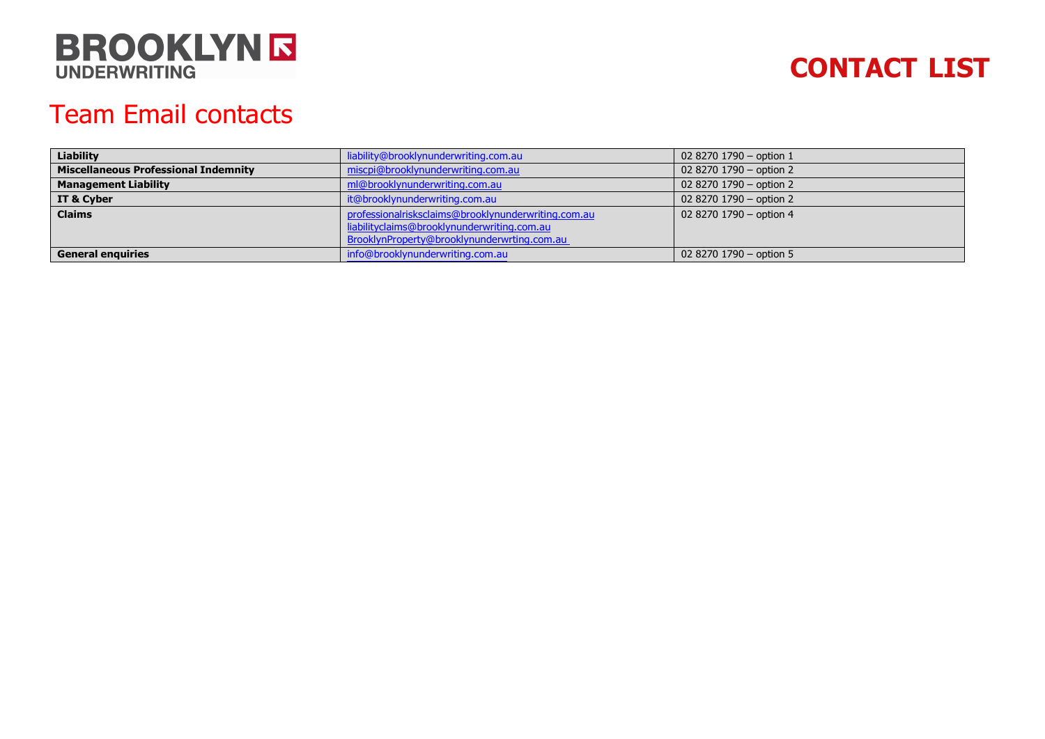BROOKLYN UNDERWRITING

# CONTACT LIST

## Team Email contacts

| | | |
|---|---|---|
| **Liability** | liability@brooklynunderwriting.com.au | 02 8270 1790 – option 1 |
| **Miscellaneous Professional Indemnity** | miscpi@brooklynunderwriting.com.au | 02 8270 1790 – option 2 |
| **Management Liability** | ml@brooklynunderwriting.com.au | 02 8270 1790 – option 2 |
| **IT & Cyber** | it@brooklynunderwriting.com.au | 02 8270 1790 – option 2 |
| **Claims** | professionalrisksclaims@brooklynunderwriting.com.au<br>liabilityclaims@brooklynunderwriting.com.au<br>BrooklynProperty@brooklynunderwrting.com.au | 02 8270 1790 – option 4 |
| **General enquiries** | info@brooklynunderwriting.com.au | 02 8270 1790 – option 5 |